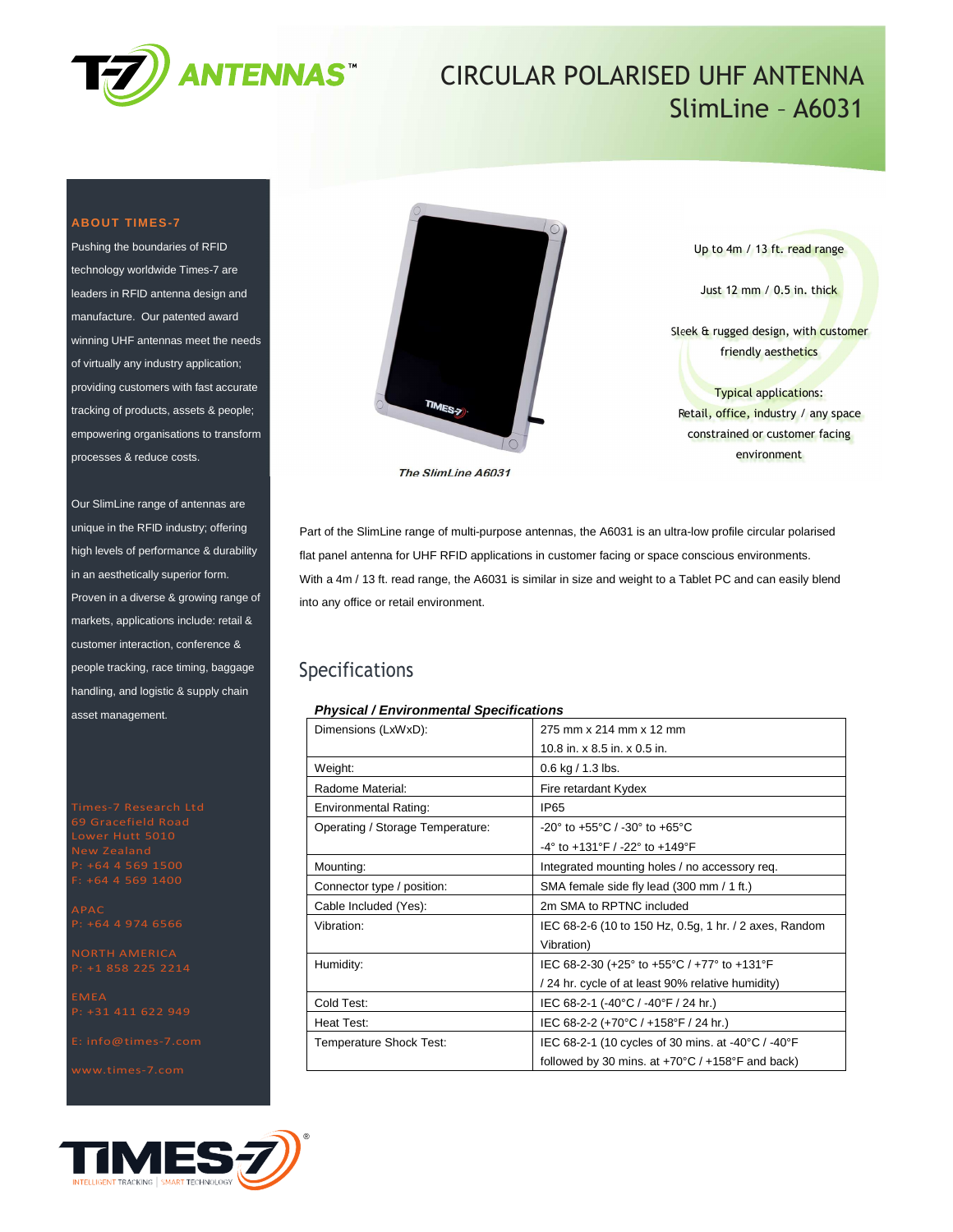# CIRCULAR POLARISED UHF ANTENNA
## SlimLine – A6031

### ABOUT TIMES-7

Pushing the boundaries of RFID technology worldwide Times-7 are leaders in RFID antenna design and manufacture. Our patented award winning UHF antennas meet the needs of virtually any industry application; providing customers with fast accurate tracking of products, assets & people; empowering organisations to transform processes & reduce costs.

Our SlimLine range of antennas are unique in the RFID industry; offering high levels of performance & durability in an aesthetically superior form. Proven in a diverse & growing range of markets, applications include: retail & customer interaction, conference & people tracking, race timing, baggage handling, and logistic & supply chain asset management.

Times-7 Research Ltd
69 Gracefield Road
Lower Hutt 5010
New Zealand
P: +64 4 569 1500
F: +64 4 569 1400

APAC
P: +64 4 974 6566

NORTH AMERICA
P: +1 858 225 2214

EMEA
P: +31 411 622 949

E: info@times-7.com

www.times-7.com

*The SlimLine A6031*

Up to 4m / 13 ft. read range

Just 12 mm / 0.5 in. thick

Sleek & rugged design, with customer friendly aesthetics

Typical applications:
Retail, office, industry / any space constrained or customer facing environment

Part of the SlimLine range of multi-purpose antennas, the A6031 is an ultra-low profile circular polarised flat panel antenna for UHF RFID applications in customer facing or space conscious environments. With a 4m / 13 ft. read range, the A6031 is similar in size and weight to a Tablet PC and can easily blend into any office or retail environment.

## Specifications

***Physical / Environmental Specifications***

| | |
|---|---|
| Dimensions (LxWxD): | 275 mm x 214 mm x 12 mm<br>10.8 in. x 8.5 in. x 0.5 in. |
| Weight: | 0.6 kg / 1.3 lbs. |
| Radome Material: | Fire retardant Kydex |
| Environmental Rating: | IP65 |
| Operating / Storage Temperature: | -20° to +55°C / -30° to +65°C<br>-4° to +131°F / -22° to +149°F |
| Mounting: | Integrated mounting holes / no accessory req. |
| Connector type / position: | SMA female side fly lead (300 mm / 1 ft.) |
| Cable Included (Yes): | 2m SMA to RPTNC included |
| Vibration: | IEC 68-2-6 (10 to 150 Hz, 0.5g, 1 hr. / 2 axes, Random Vibration) |
| Humidity: | IEC 68-2-30 (+25° to +55°C / +77° to +131°F / 24 hr. cycle of at least 90% relative humidity) |
| Cold Test: | IEC 68-2-1 (-40°C / -40°F / 24 hr.) |
| Heat Test: | IEC 68-2-2 (+70°C / +158°F / 24 hr.) |
| Temperature Shock Test: | IEC 68-2-1 (10 cycles of 30 mins. at -40°C / -40°F followed by 30 mins. at +70°C / +158°F and back) |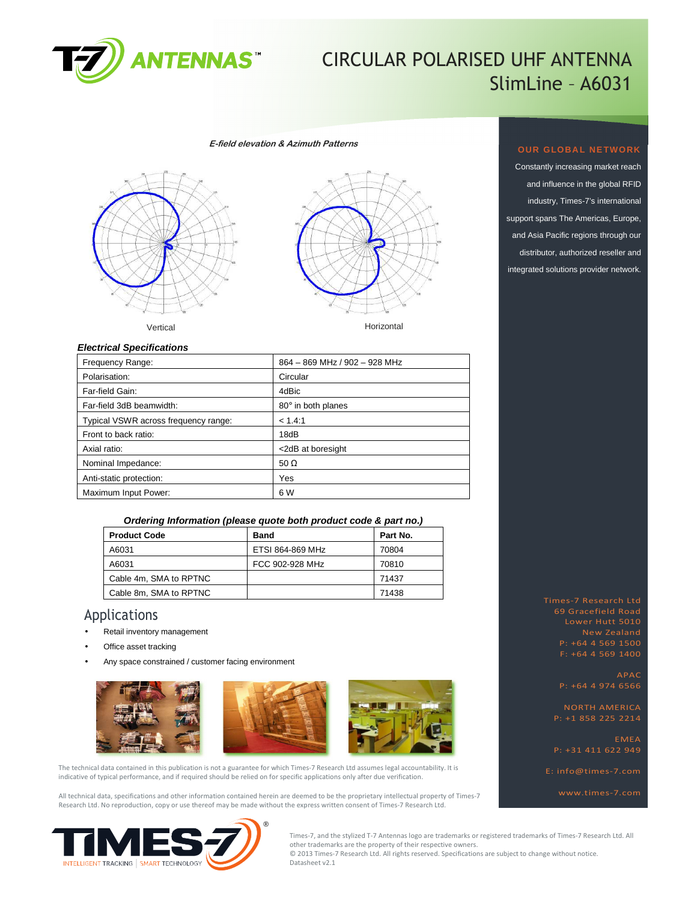# CIRCULAR POLARISED UHF ANTENNA SlimLine – A6031

*E-field elevation & Azimuth Patterns*

Vertical

Horizontal

### *Electrical Specifications*

| | |
|---|---|
| Frequency Range: | 864 – 869 MHz / 902 – 928 MHz |
| Polarisation: | Circular |
| Far-field Gain: | 4dBic |
| Far-field 3dB beamwidth: | 80° in both planes |
| Typical VSWR across frequency range: | < 1.4:1 |
| Front to back ratio: | 18dB |
| Axial ratio: | <2dB at boresight |
| Nominal Impedance: | 50 Ω |
| Anti-static protection: | Yes |
| Maximum Input Power: | 6 W |

### *Ordering Information (please quote both product code & part no.)*

| Product Code | Band | Part No. |
|---|---|---|
| A6031 | ETSI 864-869 MHz | 70804 |
| A6031 | FCC 902-928 MHz | 70810 |
| Cable 4m, SMA to RPTNC | | 71437 |
| Cable 8m, SMA to RPTNC | | 71438 |

## Applications

- Retail inventory management
- Office asset tracking
- Any space constrained / customer facing environment

The technical data contained in this publication is not a guarantee for which Times-7 Research Ltd assumes legal accountability. It is indicative of typical performance, and if required should be relied on for specific applications only after due verification.

All technical data, specifications and other information contained herein are deemed to be the proprietary intellectual property of Times-7 Research Ltd. No reproduction, copy or use thereof may be made without the express written consent of Times-7 Research Ltd.

**OUR GLOBAL NETWORK**

Constantly increasing market reach and influence in the global RFID industry, Times-7's international support spans The Americas, Europe, and Asia Pacific regions through our distributor, authorized reseller and integrated solutions provider network.

Times-7 Research Ltd
69 Gracefield Road
Lower Hutt 5010
New Zealand
P: +64 4 569 1500
F: +64 4 569 1400

APAC
P: +64 4 974 6566

NORTH AMERICA
P: +1 858 225 2214

EMEA
P: +31 411 622 949

E: info@times-7.com

www.times-7.com

Times-7, and the stylized T-7 Antennas logo are trademarks or registered trademarks of Times-7 Research Ltd. All other trademarks are the property of their respective owners.
© 2013 Times-7 Research Ltd. All rights reserved. Specifications are subject to change without notice.
Datasheet v2.1